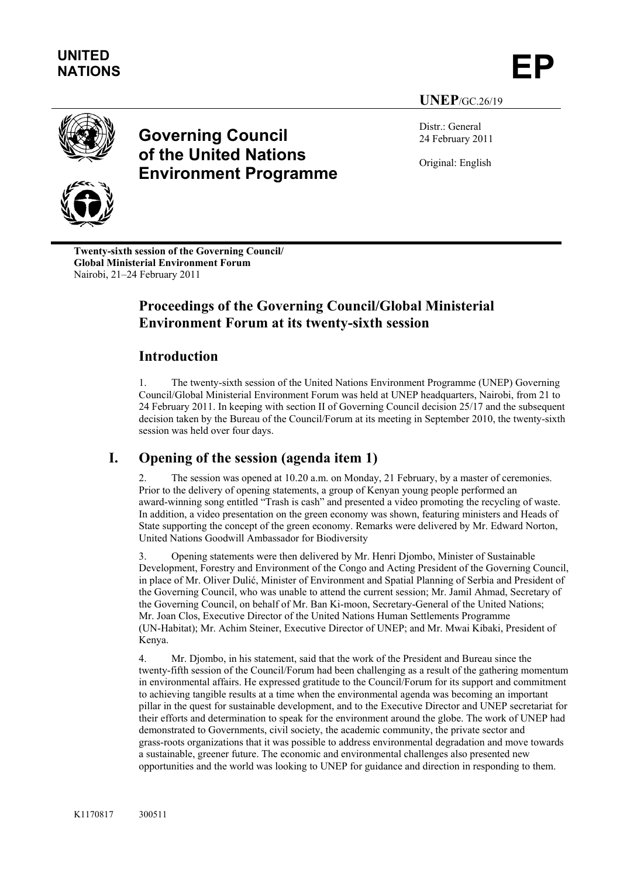**UNITED NATIONS**

**EP**

**UNEP**/GC.26/19

Distr.: General
24 February 2011

Original: English

# Governing Council of the United Nations Environment Programme

**Twenty-sixth session of the Governing Council/ Global Ministerial Environment Forum**
Nairobi, 21–24 February 2011

## Proceedings of the Governing Council/Global Ministerial Environment Forum at its twenty-sixth session

## Introduction

1. The twenty-sixth session of the United Nations Environment Programme (UNEP) Governing Council/Global Ministerial Environment Forum was held at UNEP headquarters, Nairobi, from 21 to 24 February 2011. In keeping with section II of Governing Council decision 25/17 and the subsequent decision taken by the Bureau of the Council/Forum at its meeting in September 2010, the twenty-sixth session was held over four days.

## I. Opening of the session (agenda item 1)

2. The session was opened at 10.20 a.m. on Monday, 21 February, by a master of ceremonies. Prior to the delivery of opening statements, a group of Kenyan young people performed an award-winning song entitled "Trash is cash" and presented a video promoting the recycling of waste. In addition, a video presentation on the green economy was shown, featuring ministers and Heads of State supporting the concept of the green economy. Remarks were delivered by Mr. Edward Norton, United Nations Goodwill Ambassador for Biodiversity

3. Opening statements were then delivered by Mr. Henri Djombo, Minister of Sustainable Development, Forestry and Environment of the Congo and Acting President of the Governing Council, in place of Mr. Oliver Dulić, Minister of Environment and Spatial Planning of Serbia and President of the Governing Council, who was unable to attend the current session; Mr. Jamil Ahmad, Secretary of the Governing Council, on behalf of Mr. Ban Ki-moon, Secretary-General of the United Nations; Mr. Joan Clos, Executive Director of the United Nations Human Settlements Programme (UN-Habitat); Mr. Achim Steiner, Executive Director of UNEP; and Mr. Mwai Kibaki, President of Kenya.

4. Mr. Djombo, in his statement, said that the work of the President and Bureau since the twenty-fifth session of the Council/Forum had been challenging as a result of the gathering momentum in environmental affairs. He expressed gratitude to the Council/Forum for its support and commitment to achieving tangible results at a time when the environmental agenda was becoming an important pillar in the quest for sustainable development, and to the Executive Director and UNEP secretariat for their efforts and determination to speak for the environment around the globe. The work of UNEP had demonstrated to Governments, civil society, the academic community, the private sector and grass-roots organizations that it was possible to address environmental degradation and move towards a sustainable, greener future. The economic and environmental challenges also presented new opportunities and the world was looking to UNEP for guidance and direction in responding to them.

K1170817 300511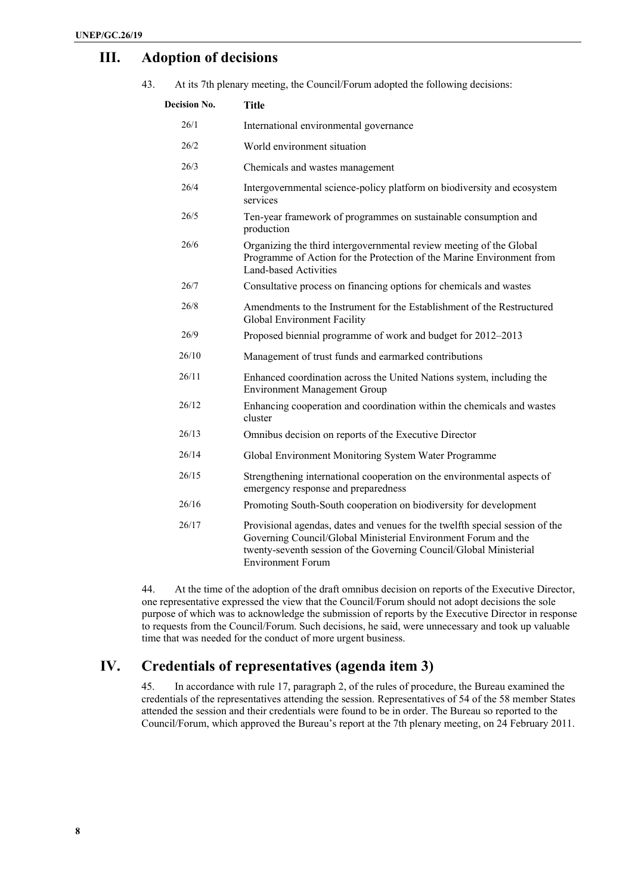# III. Adoption of decisions

43. At its 7th plenary meeting, the Council/Forum adopted the following decisions:

| Decision No. | Title |
|---|---|
| 26/1 | International environmental governance |
| 26/2 | World environment situation |
| 26/3 | Chemicals and wastes management |
| 26/4 | Intergovernmental science-policy platform on biodiversity and ecosystem services |
| 26/5 | Ten-year framework of programmes on sustainable consumption and production |
| 26/6 | Organizing the third intergovernmental review meeting of the Global Programme of Action for the Protection of the Marine Environment from Land-based Activities |
| 26/7 | Consultative process on financing options for chemicals and wastes |
| 26/8 | Amendments to the Instrument for the Establishment of the Restructured Global Environment Facility |
| 26/9 | Proposed biennial programme of work and budget for 2012–2013 |
| 26/10 | Management of trust funds and earmarked contributions |
| 26/11 | Enhanced coordination across the United Nations system, including the Environment Management Group |
| 26/12 | Enhancing cooperation and coordination within the chemicals and wastes cluster |
| 26/13 | Omnibus decision on reports of the Executive Director |
| 26/14 | Global Environment Monitoring System Water Programme |
| 26/15 | Strengthening international cooperation on the environmental aspects of emergency response and preparedness |
| 26/16 | Promoting South-South cooperation on biodiversity for development |
| 26/17 | Provisional agendas, dates and venues for the twelfth special session of the Governing Council/Global Ministerial Environment Forum and the twenty-seventh session of the Governing Council/Global Ministerial Environment Forum |

44. At the time of the adoption of the draft omnibus decision on reports of the Executive Director, one representative expressed the view that the Council/Forum should not adopt decisions the sole purpose of which was to acknowledge the submission of reports by the Executive Director in response to requests from the Council/Forum. Such decisions, he said, were unnecessary and took up valuable time that was needed for the conduct of more urgent business.

# IV. Credentials of representatives (agenda item 3)

45. In accordance with rule 17, paragraph 2, of the rules of procedure, the Bureau examined the credentials of the representatives attending the session. Representatives of 54 of the 58 member States attended the session and their credentials were found to be in order. The Bureau so reported to the Council/Forum, which approved the Bureau's report at the 7th plenary meeting, on 24 February 2011.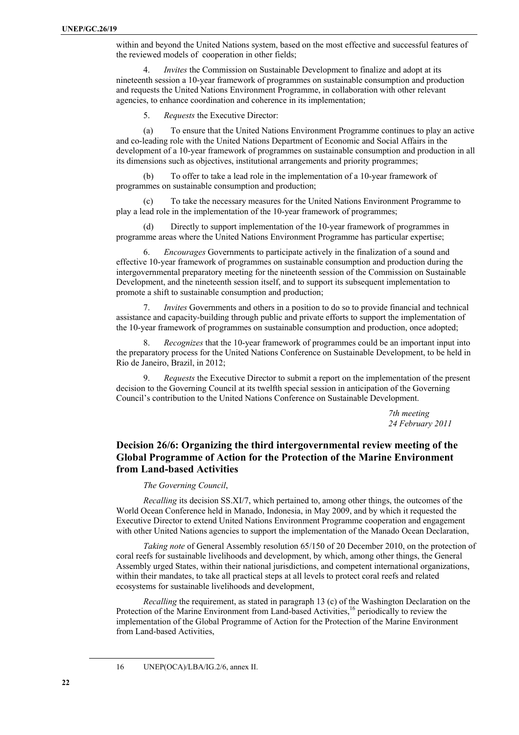within and beyond the United Nations system, based on the most effective and successful features of the reviewed models of cooperation in other fields;

4. *Invites* the Commission on Sustainable Development to finalize and adopt at its nineteenth session a 10-year framework of programmes on sustainable consumption and production and requests the United Nations Environment Programme, in collaboration with other relevant agencies, to enhance coordination and coherence in its implementation;

5. *Requests* the Executive Director:

(a) To ensure that the United Nations Environment Programme continues to play an active and co-leading role with the United Nations Department of Economic and Social Affairs in the development of a 10-year framework of programmes on sustainable consumption and production in all its dimensions such as objectives, institutional arrangements and priority programmes;

(b) To offer to take a lead role in the implementation of a 10-year framework of programmes on sustainable consumption and production;

(c) To take the necessary measures for the United Nations Environment Programme to play a lead role in the implementation of the 10-year framework of programmes;

(d) Directly to support implementation of the 10-year framework of programmes in programme areas where the United Nations Environment Programme has particular expertise;

6. *Encourages* Governments to participate actively in the finalization of a sound and effective 10-year framework of programmes on sustainable consumption and production during the intergovernmental preparatory meeting for the nineteenth session of the Commission on Sustainable Development, and the nineteenth session itself, and to support its subsequent implementation to promote a shift to sustainable consumption and production;

7. *Invites* Governments and others in a position to do so to provide financial and technical assistance and capacity-building through public and private efforts to support the implementation of the 10-year framework of programmes on sustainable consumption and production, once adopted;

8. *Recognizes* that the 10-year framework of programmes could be an important input into the preparatory process for the United Nations Conference on Sustainable Development, to be held in Rio de Janeiro, Brazil, in 2012;

9. *Requests* the Executive Director to submit a report on the implementation of the present decision to the Governing Council at its twelfth special session in anticipation of the Governing Council's contribution to the United Nations Conference on Sustainable Development.

*7th meeting*
*24 February 2011*

## Decision 26/6: Organizing the third intergovernmental review meeting of the Global Programme of Action for the Protection of the Marine Environment from Land-based Activities

*The Governing Council*,

*Recalling* its decision SS.XI/7, which pertained to, among other things, the outcomes of the World Ocean Conference held in Manado, Indonesia, in May 2009, and by which it requested the Executive Director to extend United Nations Environment Programme cooperation and engagement with other United Nations agencies to support the implementation of the Manado Ocean Declaration,

*Taking note* of General Assembly resolution 65/150 of 20 December 2010, on the protection of coral reefs for sustainable livelihoods and development, by which, among other things, the General Assembly urged States, within their national jurisdictions, and competent international organizations, within their mandates, to take all practical steps at all levels to protect coral reefs and related ecosystems for sustainable livelihoods and development,

*Recalling* the requirement, as stated in paragraph 13 (c) of the Washington Declaration on the Protection of the Marine Environment from Land-based Activities,[16] periodically to review the implementation of the Global Programme of Action for the Protection of the Marine Environment from Land-based Activities,

16 UNEP(OCA)/LBA/IG.2/6, annex II.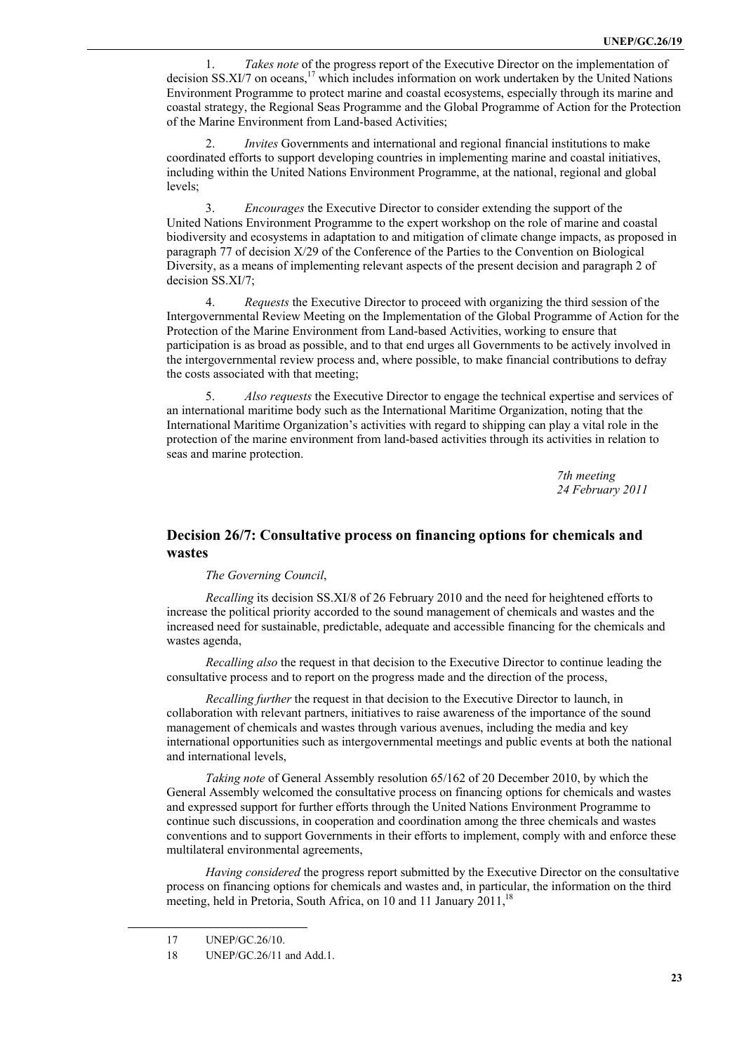1. *Takes note* of the progress report of the Executive Director on the implementation of decision SS.XI/7 on oceans,[17] which includes information on work undertaken by the United Nations Environment Programme to protect marine and coastal ecosystems, especially through its marine and coastal strategy, the Regional Seas Programme and the Global Programme of Action for the Protection of the Marine Environment from Land-based Activities;

2. *Invites* Governments and international and regional financial institutions to make coordinated efforts to support developing countries in implementing marine and coastal initiatives, including within the United Nations Environment Programme, at the national, regional and global levels;

3. *Encourages* the Executive Director to consider extending the support of the United Nations Environment Programme to the expert workshop on the role of marine and coastal biodiversity and ecosystems in adaptation to and mitigation of climate change impacts, as proposed in paragraph 77 of decision X/29 of the Conference of the Parties to the Convention on Biological Diversity, as a means of implementing relevant aspects of the present decision and paragraph 2 of decision SS.XI/7;

4. *Requests* the Executive Director to proceed with organizing the third session of the Intergovernmental Review Meeting on the Implementation of the Global Programme of Action for the Protection of the Marine Environment from Land-based Activities, working to ensure that participation is as broad as possible, and to that end urges all Governments to be actively involved in the intergovernmental review process and, where possible, to make financial contributions to defray the costs associated with that meeting;

5. *Also requests* the Executive Director to engage the technical expertise and services of an international maritime body such as the International Maritime Organization, noting that the International Maritime Organization's activities with regard to shipping can play a vital role in the protection of the marine environment from land-based activities through its activities in relation to seas and marine protection.

*7th meeting*
*24 February 2011*

## Decision 26/7: Consultative process on financing options for chemicals and wastes

*The Governing Council*,

*Recalling* its decision SS.XI/8 of 26 February 2010 and the need for heightened efforts to increase the political priority accorded to the sound management of chemicals and wastes and the increased need for sustainable, predictable, adequate and accessible financing for the chemicals and wastes agenda,

*Recalling also* the request in that decision to the Executive Director to continue leading the consultative process and to report on the progress made and the direction of the process,

*Recalling further* the request in that decision to the Executive Director to launch, in collaboration with relevant partners, initiatives to raise awareness of the importance of the sound management of chemicals and wastes through various avenues, including the media and key international opportunities such as intergovernmental meetings and public events at both the national and international levels,

*Taking note* of General Assembly resolution 65/162 of 20 December 2010, by which the General Assembly welcomed the consultative process on financing options for chemicals and wastes and expressed support for further efforts through the United Nations Environment Programme to continue such discussions, in cooperation and coordination among the three chemicals and wastes conventions and to support Governments in their efforts to implement, comply with and enforce these multilateral environmental agreements,

*Having considered* the progress report submitted by the Executive Director on the consultative process on financing options for chemicals and wastes and, in particular, the information on the third meeting, held in Pretoria, South Africa, on 10 and 11 January 2011,[18]

---

17 UNEP/GC.26/10.

18 UNEP/GC.26/11 and Add.1.